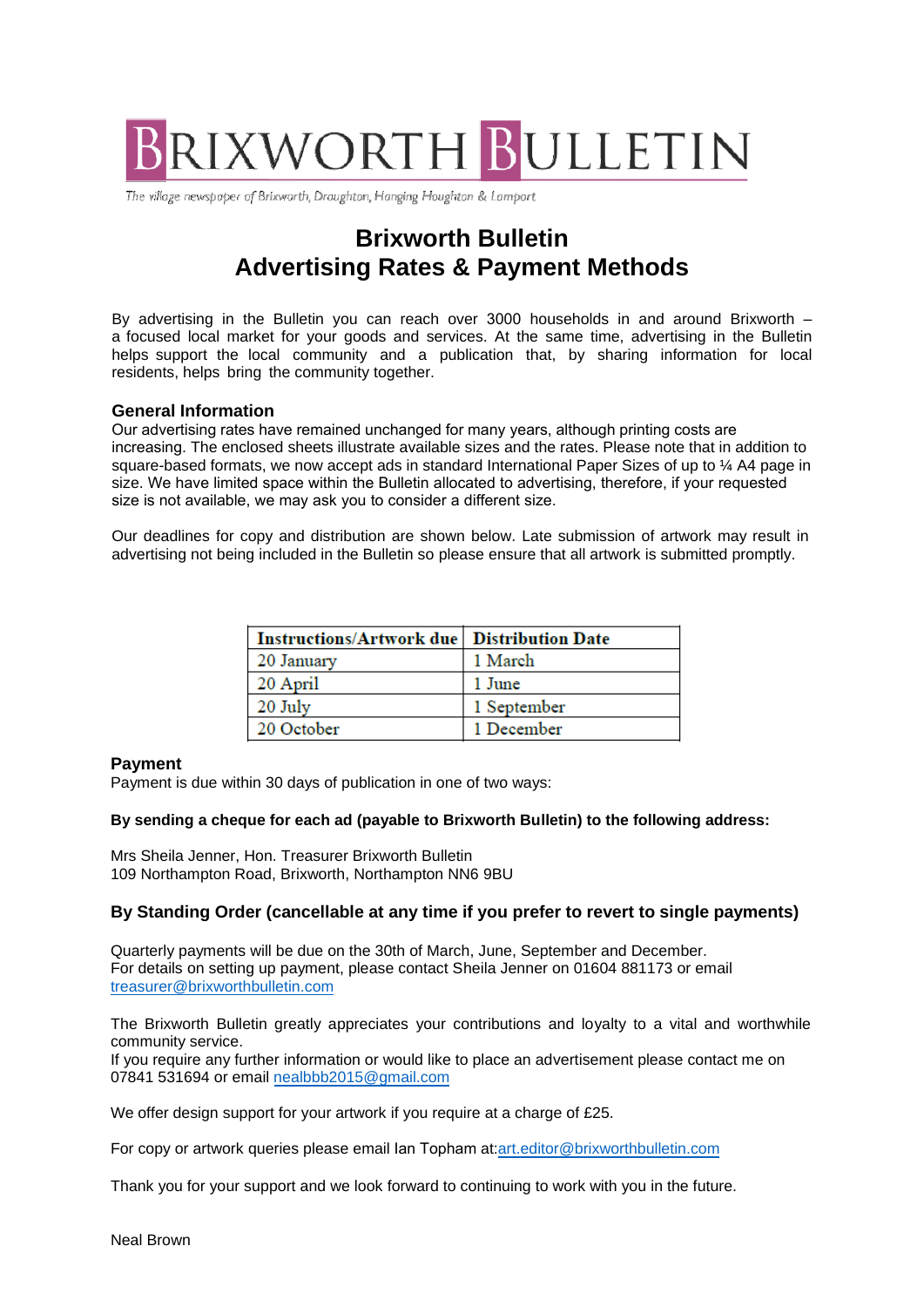# BRIXWORTH BULLETIN

*The village newspaper of Brixworth, Draughton, Hanging Houghton & Lamport*

## Brixworth Bulletin
## Advertising Rates & Payment Methods

By advertising in the Bulletin you can reach over 3000 households in and around Brixworth – a focused local market for your goods and services. At the same time, advertising in the Bulletin helps support the local community and a publication that, by sharing information for local residents, helps bring the community together.

### General Information

Our advertising rates have remained unchanged for many years, although printing costs are increasing. The enclosed sheets illustrate available sizes and the rates. Please note that in addition to square-based formats, we now accept ads in standard International Paper Sizes of up to ¼ A4 page in size. We have limited space within the Bulletin allocated to advertising, therefore, if your requested size is not available, we may ask you to consider a different size.

Our deadlines for copy and distribution are shown below. Late submission of artwork may result in advertising not being included in the Bulletin so please ensure that all artwork is submitted promptly.

| Instructions/Artwork due | Distribution Date |
|---|---|
| 20 January | 1 March |
| 20 April | 1 June |
| 20 July | 1 September |
| 20 October | 1 December |

### Payment

Payment is due within 30 days of publication in one of two ways:

**By sending a cheque for each ad (payable to Brixworth Bulletin) to the following address:**

Mrs Sheila Jenner, Hon. Treasurer Brixworth Bulletin
109 Northampton Road, Brixworth, Northampton NN6 9BU

### By Standing Order (cancellable at any time if you prefer to revert to single payments)

Quarterly payments will be due on the 30th of March, June, September and December.
For details on setting up payment, please contact Sheila Jenner on 01604 881173 or email treasurer@brixworthbulletin.com

The Brixworth Bulletin greatly appreciates your contributions and loyalty to a vital and worthwhile community service.
If you require any further information or would like to place an advertisement please contact me on 07841 531694 or email nealbbb2015@gmail.com

We offer design support for your artwork if you require at a charge of £25.

For copy or artwork queries please email Ian Topham at:art.editor@brixworthbulletin.com

Thank you for your support and we look forward to continuing to work with you in the future.

Neal Brown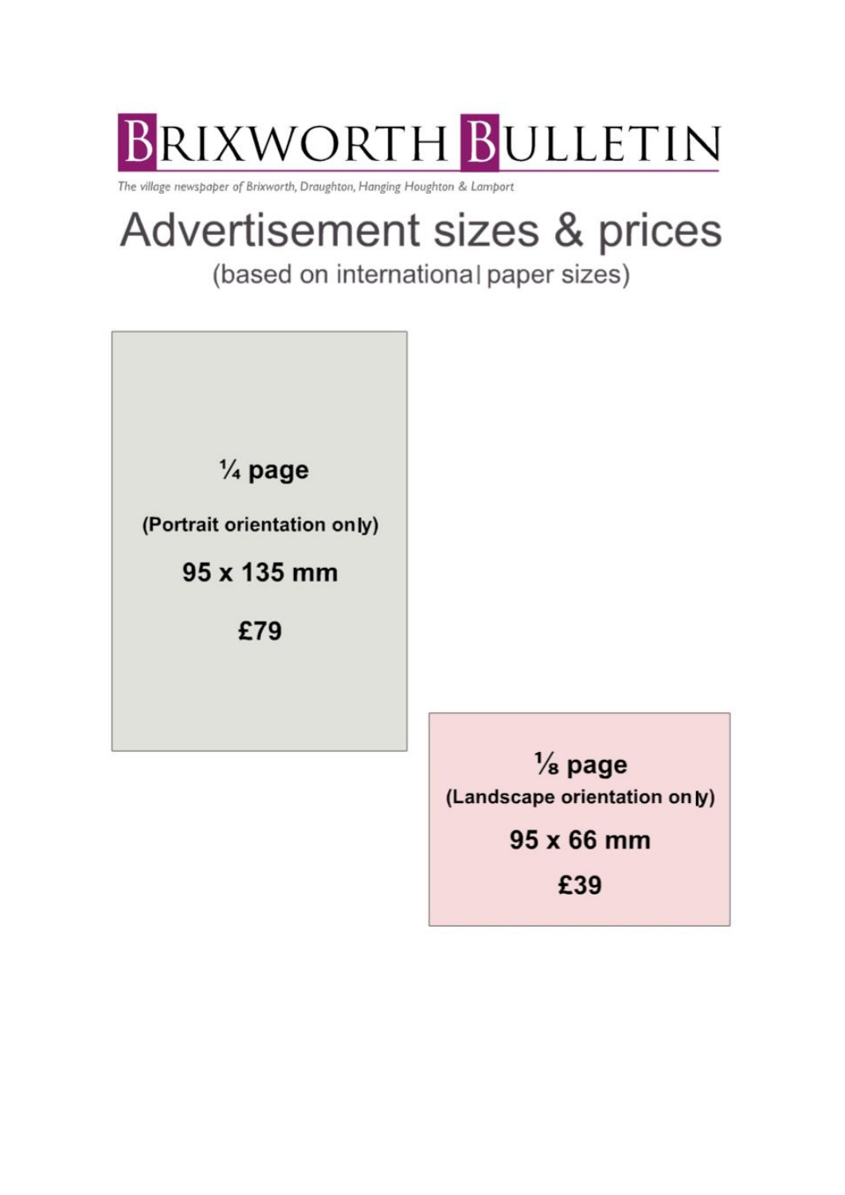# BRIXWORTH BULLETIN

*The village newspaper of Brixworth, Draughton, Hanging Houghton & Lamport*

## Advertisement sizes & prices

(based on international paper sizes)

**¼ page**

**(Portrait orientation only)**

**95 x 135 mm**

**£79**

**⅛ page**

**(Landscape orientation only)**

**95 x 66 mm**

**£39**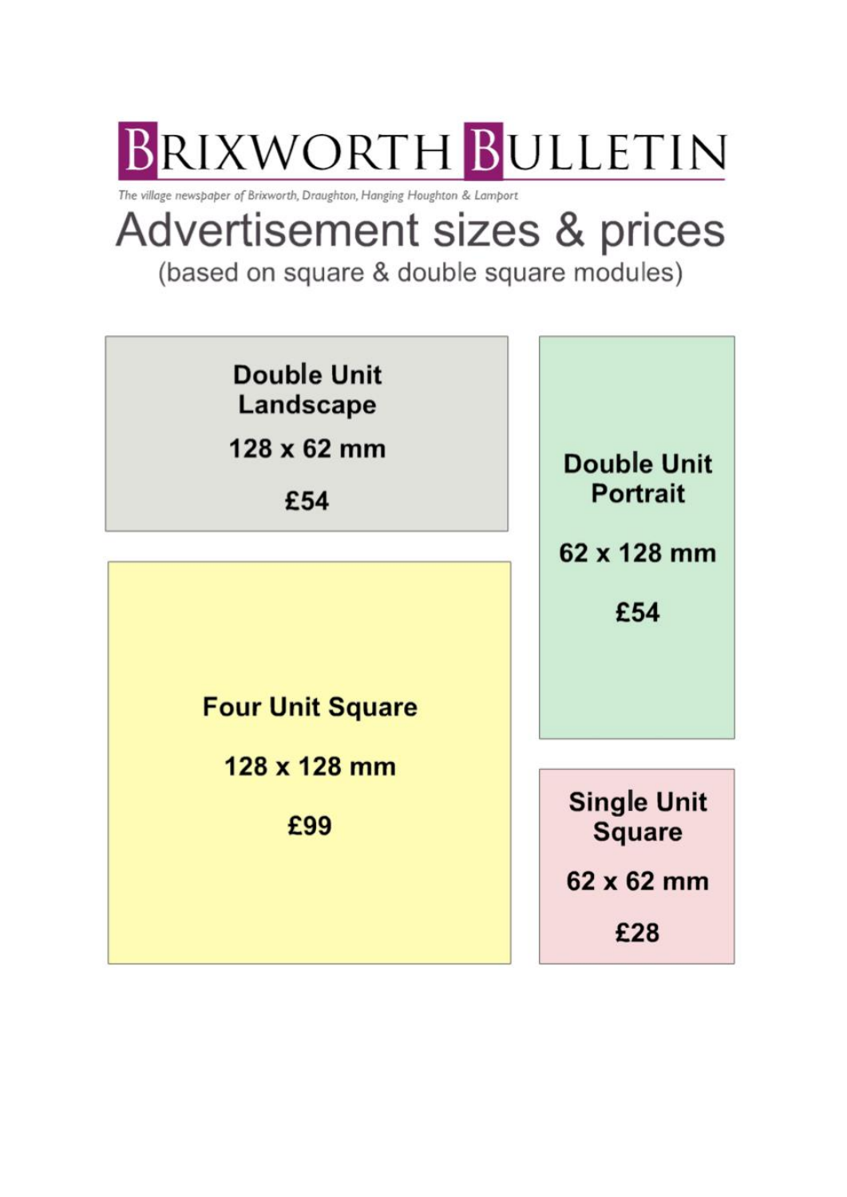# BRIXWORTH BULLETIN

*The village newspaper of Brixworth, Draughton, Hanging Houghton & Lamport*

## Advertisement sizes & prices

(based on square & double square modules)

**Double Unit Landscape**

**128 x 62 mm**

**£54**

**Double Unit Portrait**

**62 x 128 mm**

**£54**

**Four Unit Square**

**128 x 128 mm**

**£99**

**Single Unit Square**

**62 x 62 mm**

**£28**